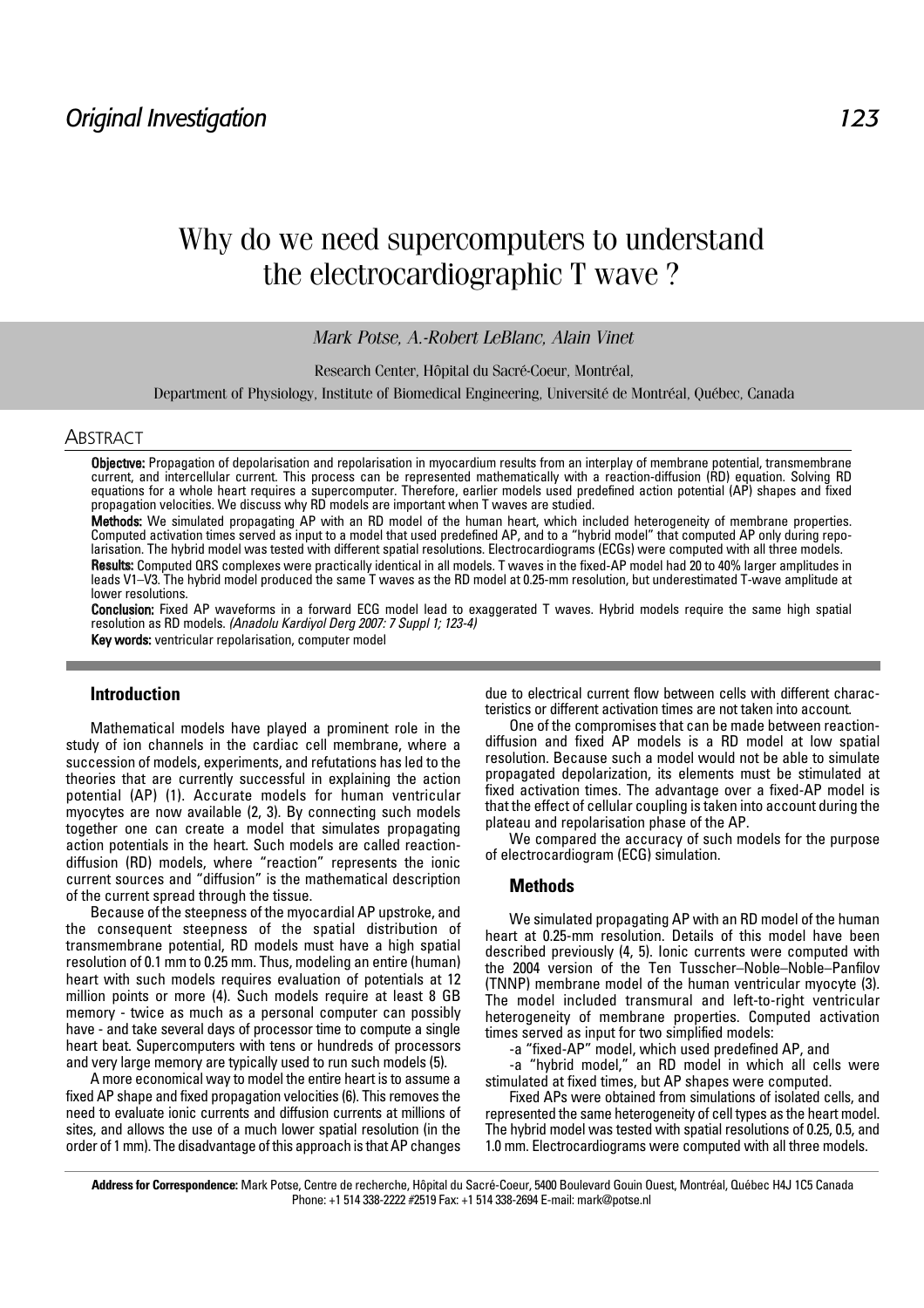## Original Investigation

# Why do we need supercomputers to understand the electrocardiographic T wave ?

*Mark Potse, A.-Robert LeBlanc, Alain Vinet*

Research Center, Hôpital du Sacré-Coeur, Montréal,

Department of Physiology, Institute of Biomedical Engineering, Université de Montréal, Québec, Canada

## Abstract

**Objective:** Propagation of depolarisation and repolarisation in myocardium results from an interplay of membrane potential, transmembrane current, and intercellular current. This process can be represented mathematically with a reaction-diffusion (RD) equation. Solving RD equations for a whole heart requires a supercomputer. Therefore, earlier models used predefined action potential (AP) shapes and fixed propagation velocities. We discuss why RD models are important when T waves are studied.

**Methods:** We simulated propagating AP with an RD model of the human heart, which included heterogeneity of membrane properties. Computed activation times served as input to a model that used predefined AP, and to a "hybrid model" that computed AP only during repolarisation. The hybrid model was tested with different spatial resolutions. Electrocardiograms (ECGs) were computed with all three models.

**Results:** Computed QRS complexes were practically identical in all models. T waves in the fixed-AP model had 20 to 40% larger amplitudes in leads V1–V3. The hybrid model produced the same T waves as the RD model at 0.25-mm resolution, but underestimated T-wave amplitude at lower resolutions.

**Conclusion:** Fixed AP waveforms in a forward ECG model lead to exaggerated T waves. Hybrid models require the same high spatial resolution as RD models. *(Anadolu Kardiyol Derg 2007: 7 Suppl 1; 123-4)*

**Key words:** ventricular repolarisation, computer model

## Introduction

Mathematical models have played a prominent role in the study of ion channels in the cardiac cell membrane, where a succession of models, experiments, and refutations has led to the theories that are currently successful in explaining the action potential (AP) (1). Accurate models for human ventricular myocytes are now available (2, 3). By connecting such models together one can create a model that simulates propagating action potentials in the heart. Such models are called reaction-diffusion (RD) models, where "reaction" represents the ionic current sources and "diffusion" is the mathematical description of the current spread through the tissue.

Because of the steepness of the myocardial AP upstroke, and the consequent steepness of the spatial distribution of transmembrane potential, RD models must have a high spatial resolution of 0.1 mm to 0.25 mm. Thus, modeling an entire (human) heart with such models requires evaluation of potentials at 12 million points or more (4). Such models require at least 8 GB memory - twice as much as a personal computer can possibly have - and take several days of processor time to compute a single heart beat. Supercomputers with tens or hundreds of processors and very large memory are typically used to run such models (5).

A more economical way to model the entire heart is to assume a fixed AP shape and fixed propagation velocities (6). This removes the need to evaluate ionic currents and diffusion currents at millions of sites, and allows the use of a much lower spatial resolution (in the order of 1 mm). The disadvantage of this approach is that AP changes due to electrical current flow between cells with different characteristics or different activation times are not taken into account.

One of the compromises that can be made between reaction-diffusion and fixed AP models is a RD model at low spatial resolution. Because such a model would not be able to simulate propagated depolarization, its elements must be stimulated at fixed activation times. The advantage over a fixed-AP model is that the effect of cellular coupling is taken into account during the plateau and repolarisation phase of the AP.

We compared the accuracy of such models for the purpose of electrocardiogram (ECG) simulation.

## Methods

We simulated propagating AP with an RD model of the human heart at 0.25-mm resolution. Details of this model have been described previously (4, 5). Ionic currents were computed with the 2004 version of the Ten Tusscher–Noble–Noble–Panfilov (TNNP) membrane model of the human ventricular myocyte (3). The model included transmural and left-to-right ventricular heterogeneity of membrane properties. Computed activation times served as input for two simplified models:

-a "fixed-AP" model, which used predefined AP, and

-a "hybrid model," an RD model in which all cells were stimulated at fixed times, but AP shapes were computed.

Fixed APs were obtained from simulations of isolated cells, and represented the same heterogeneity of cell types as the heart model. The hybrid model was tested with spatial resolutions of 0.25, 0.5, and 1.0 mm. Electrocardiograms were computed with all three models.

**Address for Correspondence:** Mark Potse, Centre de recherche, Hôpital du Sacré-Coeur, 5400 Boulevard Gouin Ouest, Montréal, Québec H4J 1C5 Canada Phone: +1 514 338-2222 #2519 Fax: +1 514 338-2694 E-mail: mark@potse.nl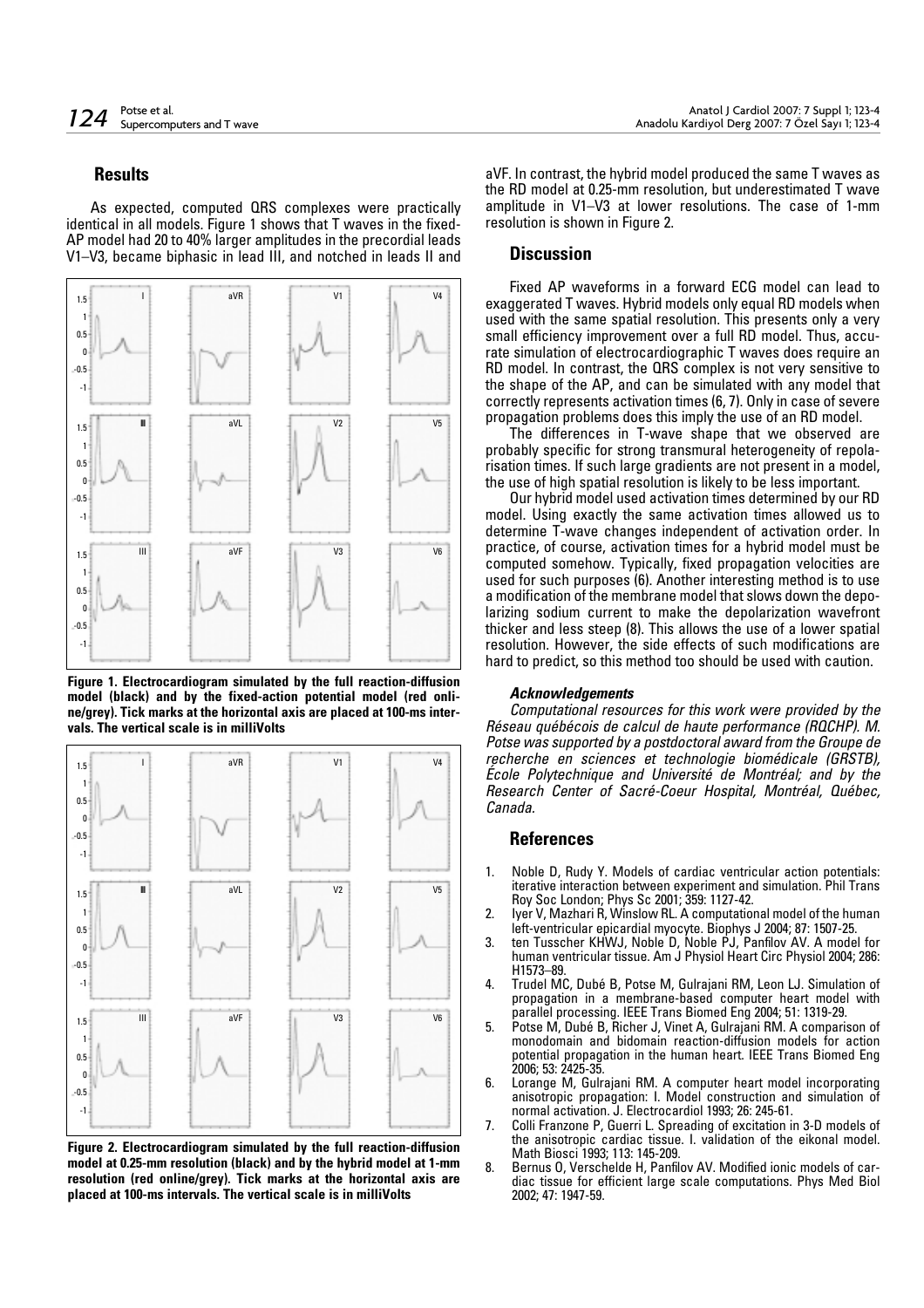## Results

As expected, computed QRS complexes were practically identical in all models. Figure 1 shows that T waves in the fixed-AP model had 20 to 40% larger amplitudes in the precordial leads V1–V3, became biphasic in lead III, and notched in leads II and aVF. In contrast, the hybrid model produced the same T waves as the RD model at 0.25-mm resolution, but underestimated T wave amplitude in V1–V3 at lower resolutions. The case of 1-mm resolution is shown in Figure 2.

I
aVR
V1
V4
II
aVL
V2
V5
III
aVF
V3
V6
1.5
1
0.5
0
-0.5
-1

**Figure 1. Electrocardiogram simulated by the full reaction-diffusion model (black) and by the fixed-action potential model (red online/grey). Tick marks at the horizontal axis are placed at 100-ms intervals. The vertical scale is in milliVolts**

I
aVR
V1
V4
II
aVL
V2
V5
III
aVF
V3
V6
1.5
1
0.5
0
-0.5
-1

**Figure 2. Electrocardiogram simulated by the full reaction-diffusion model at 0.25-mm resolution (black) and by the hybrid model at 1-mm resolution (red online/grey). Tick marks at the horizontal axis are placed at 100-ms intervals. The vertical scale is in milliVolts**

## Discussion

Fixed AP waveforms in a forward ECG model can lead to exaggerated T waves. Hybrid models only equal RD models when used with the same spatial resolution. This presents only a very small efficiency improvement over a full RD model. Thus, accurate simulation of electrocardiographic T waves does require an RD model. In contrast, the QRS complex is not very sensitive to the shape of the AP, and can be simulated with any model that correctly represents activation times (6, 7). Only in case of severe propagation problems does this imply the use of an RD model.

The differences in T-wave shape that we observed are probably specific for strong transmural heterogeneity of repolarisation times. If such large gradients are not present in a model, the use of high spatial resolution is likely to be less important.

Our hybrid model used activation times determined by our RD model. Using exactly the same activation times allowed us to determine T-wave changes independent of activation order. In practice, of course, activation times for a hybrid model must be computed somehow. Typically, fixed propagation velocities are used for such purposes (6). Another interesting method is to use a modification of the membrane model that slows down the depolarizing sodium current to make the depolarization wavefront thicker and less steep (8). This allows the use of a lower spatial resolution. However, the side effects of such modifications are hard to predict, so this method too should be used with caution.

### *Acknowledgements*

*Computational resources for this work were provided by the Réseau québécois de calcul de haute performance (RQCHP). M. Potse was supported by a postdoctoral award from the Groupe de recherche en sciences et technologie biomédicale (GRSTB), École Polytechnique and Université de Montréal; and by the Research Center of Sacré-Coeur Hospital, Montréal, Québec, Canada.*

## References

1. Noble D, Rudy Y. Models of cardiac ventricular action potentials: iterative interaction between experiment and simulation. Phil Trans Roy Soc London; Phys Sc 2001; 359: 1127-42.
2. Iyer V, Mazhari R, Winslow RL. A computational model of the human left-ventricular epicardial myocyte. Biophys J 2004; 87: 1507-25.
3. ten Tusscher KHWJ, Noble D, Noble PJ, Panfilov AV. A model for human ventricular tissue. Am J Physiol Heart Circ Physiol 2004; 286: H1573–89.
4. Trudel MC, Dubé B, Potse M, Gulrajani RM, Leon LJ. Simulation of propagation in a membrane-based computer heart model with parallel processing. IEEE Trans Biomed Eng 2004; 51: 1319-29.
5. Potse M, Dubé B, Richer J, Vinet A, Gulrajani RM. A comparison of monodomain and bidomain reaction-diffusion models for action potential propagation in the human heart. IEEE Trans Biomed Eng 2006; 53: 2425-35.
6. Lorange M, Gulrajani RM. A computer heart model incorporating anisotropic propagation: I. Model construction and simulation of normal activation. J. Electrocardiol 1993; 26: 245-61.
7. Colli Franzone P, Guerri L. Spreading of excitation in 3-D models of the anisotropic cardiac tissue. I. validation of the eikonal model. Math Biosci 1993; 113: 145-209.
8. Bernus O, Verschelde H, Panfilov AV. Modified ionic models of cardiac tissue for efficient large scale computations. Phys Med Biol 2002; 47: 1947-59.